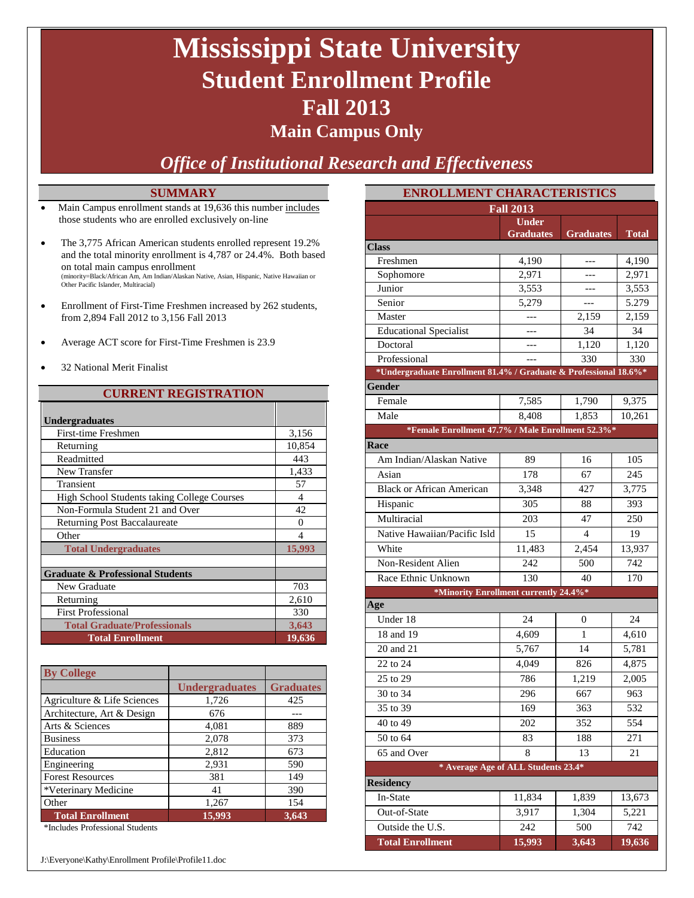# Mississippi State University
## Student Enrollment Profile
## Fall 2013
### Main Campus Only

*Office of Institutional Research and Effectiveness*

## SUMMARY

- Main Campus enrollment stands at 19,636 this number includes those students who are enrolled exclusively on-line
- The 3,775 African American students enrolled represent 19.2% and the total minority enrollment is 4,787 or 24.4%. Both based on total main campus enrollment (minority=Black/African Am, Am Indian/Alaskan Native, Asian, Hispanic, Native Hawaiian or Other Pacific Islander, Multiracial)
- Enrollment of First-Time Freshmen increased by 262 students, from 2,894 Fall 2012 to 3,156 Fall 2013
- Average ACT score for First-Time Freshmen is 23.9
- 32 National Merit Finalist

## CURRENT REGISTRATION

| Undergraduates | |
|---|---|
| First-time Freshmen | 3,156 |
| Returning | 10,854 |
| Readmitted | 443 |
| New Transfer | 1,433 |
| Transient | 57 |
| High School Students taking College Courses | 4 |
| Non-Formula Student 21 and Over | 42 |
| Returning Post Baccalaureate | 0 |
| Other | 4 |
| **Total Undergraduates** | **15,993** |
| | |
| **Graduate & Professional Students** | |
| New Graduate | 703 |
| Returning | 2,610 |
| First Professional | 330 |
| **Total Graduate/Professionals** | **3,643** |
| **Total Enrollment** | **19,636** |

| By College | Undergraduates | Graduates |
|---|---|---|
| Agriculture & Life Sciences | 1,726 | 425 |
| Architecture, Art & Design | 676 | --- |
| Arts & Sciences | 4,081 | 889 |
| Business | 2,078 | 373 |
| Education | 2,812 | 673 |
| Engineering | 2,931 | 590 |
| Forest Resources | 381 | 149 |
| *Veterinary Medicine | 41 | 390 |
| Other | 1,267 | 154 |
| **Total Enrollment** | **15,993** | **3,643** |

*Includes Professional Students

## ENROLLMENT CHARACTERISTICS

| Fall 2013 | Under Graduates | Graduates | Total |
|---|---|---|---|
| **Class** | | | |
| Freshmen | 4,190 | --- | 4,190 |
| Sophomore | 2,971 | --- | 2,971 |
| Junior | 3,553 | --- | 3,553 |
| Senior | 5,279 | --- | 5.279 |
| Master | --- | 2,159 | 2,159 |
| Educational Specialist | --- | 34 | 34 |
| Doctoral | --- | 1,120 | 1,120 |
| Professional | --- | 330 | 330 |
| *Undergraduate Enrollment 81.4% / Graduate & Professional 18.6%* | | | |
| **Gender** | | | |
| Female | 7,585 | 1,790 | 9,375 |
| Male | 8,408 | 1,853 | 10,261 |
| *Female Enrollment 47.7% / Male Enrollment 52.3%* | | | |
| **Race** | | | |
| Am Indian/Alaskan Native | 89 | 16 | 105 |
| Asian | 178 | 67 | 245 |
| Black or African American | 3,348 | 427 | 3,775 |
| Hispanic | 305 | 88 | 393 |
| Multiracial | 203 | 47 | 250 |
| Native Hawaiian/Pacific Isld | 15 | 4 | 19 |
| White | 11,483 | 2,454 | 13,937 |
| Non-Resident Alien | 242 | 500 | 742 |
| Race Ethnic Unknown | 130 | 40 | 170 |
| *Minority Enrollment currently 24.4%* | | | |
| **Age** | | | |
| Under 18 | 24 | 0 | 24 |
| 18 and 19 | 4,609 | 1 | 4,610 |
| 20 and 21 | 5,767 | 14 | 5,781 |
| 22 to 24 | 4,049 | 826 | 4,875 |
| 25 to 29 | 786 | 1,219 | 2,005 |
| 30 to 34 | 296 | 667 | 963 |
| 35 to 39 | 169 | 363 | 532 |
| 40 to 49 | 202 | 352 | 554 |
| 50 to 64 | 83 | 188 | 271 |
| 65 and Over | 8 | 13 | 21 |
| * Average Age of ALL Students 23.4* | | | |
| **Residency** | | | |
| In-State | 11,834 | 1,839 | 13,673 |
| Out-of-State | 3,917 | 1,304 | 5,221 |
| Outside the U.S. | 242 | 500 | 742 |
| **Total Enrollment** | **15,993** | **3,643** | **19,636** |

J:\Everyone\Kathy\Enrollment Profile\Profile11.doc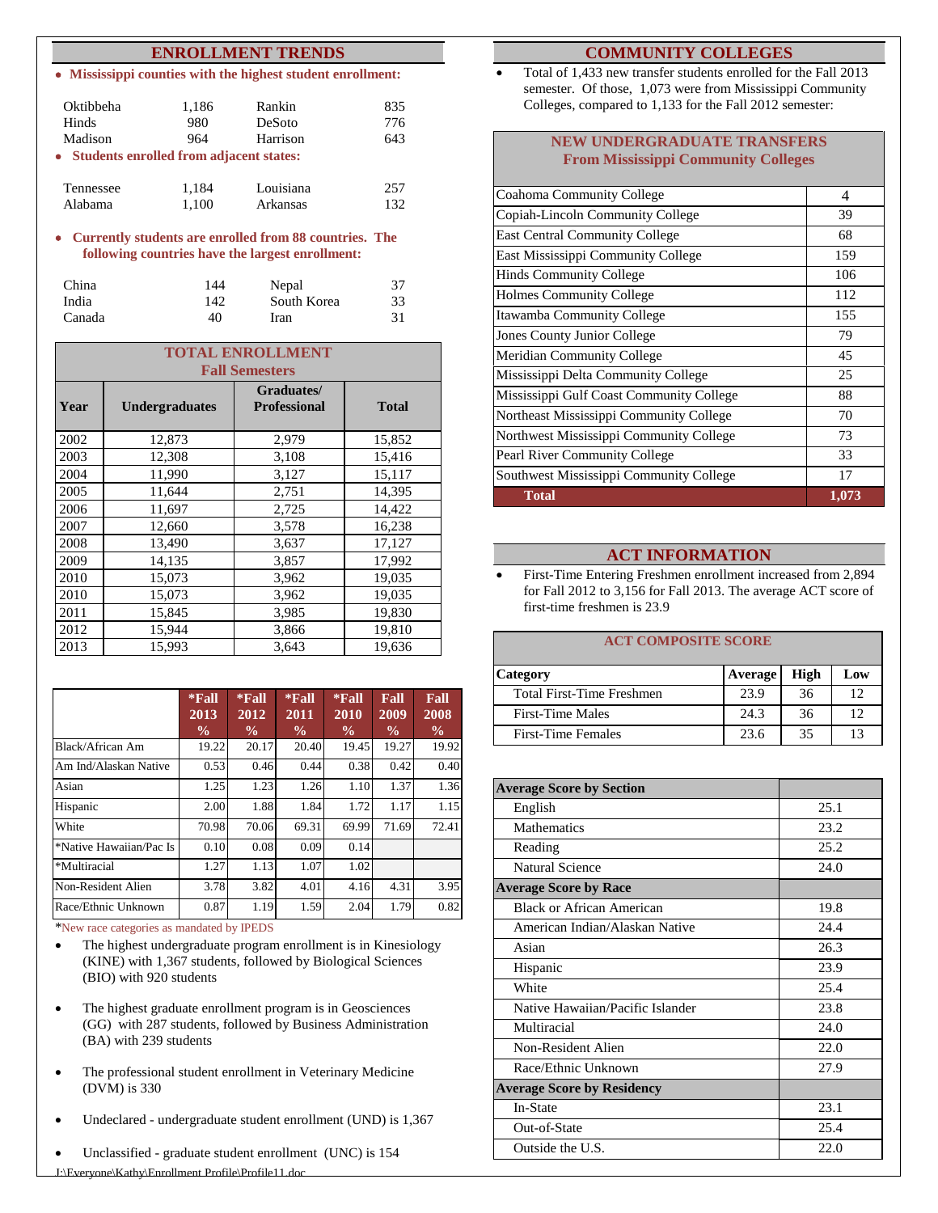## ENROLLMENT TRENDS

- **Mississippi counties with the highest student enrollment:**

| | | | |
|---|---|---|---|
| Oktibbeha | 1,186 | Rankin | 835 |
| Hinds | 980 | DeSoto | 776 |
| Madison | 964 | Harrison | 643 |

- **Students enrolled from adjacent states:**

| | | | |
|---|---|---|---|
| Tennessee | 1,184 | Louisiana | 257 |
| Alabama | 1,100 | Arkansas | 132 |

- **Currently students are enrolled from 88 countries. The following countries have the largest enrollment:**

| | | | |
|---|---|---|---|
| China | 144 | Nepal | 37 |
| India | 142 | South Korea | 33 |
| Canada | 40 | Iran | 31 |

**TOTAL ENROLLMENT**
**Fall Semesters**

| Year | Undergraduates | Graduates/ Professional | Total |
|---|---|---|---|
| 2002 | 12,873 | 2,979 | 15,852 |
| 2003 | 12,308 | 3,108 | 15,416 |
| 2004 | 11,990 | 3,127 | 15,117 |
| 2005 | 11,644 | 2,751 | 14,395 |
| 2006 | 11,697 | 2,725 | 14,422 |
| 2007 | 12,660 | 3,578 | 16,238 |
| 2008 | 13,490 | 3,637 | 17,127 |
| 2009 | 14,135 | 3,857 | 17,992 |
| 2010 | 15,073 | 3,962 | 19,035 |
| 2010 | 15,073 | 3,962 | 19,035 |
| 2011 | 15,845 | 3,985 | 19,830 |
| 2012 | 15,944 | 3,866 | 19,810 |
| 2013 | 15,993 | 3,643 | 19,636 |

| | *Fall 2013 % | *Fall 2012 % | *Fall 2011 % | *Fall 2010 % | Fall 2009 % | Fall 2008 % |
|---|---|---|---|---|---|---|
| Black/African Am | 19.22 | 20.17 | 20.40 | 19.45 | 19.27 | 19.92 |
| Am Ind/Alaskan Native | 0.53 | 0.46 | 0.44 | 0.38 | 0.42 | 0.40 |
| Asian | 1.25 | 1.23 | 1.26 | 1.10 | 1.37 | 1.36 |
| Hispanic | 2.00 | 1.88 | 1.84 | 1.72 | 1.17 | 1.15 |
| White | 70.98 | 70.06 | 69.31 | 69.99 | 71.69 | 72.41 |
| *Native Hawaiian/Pac Is | 0.10 | 0.08 | 0.09 | 0.14 | | |
| *Multiracial | 1.27 | 1.13 | 1.07 | 1.02 | | |
| Non-Resident Alien | 3.78 | 3.82 | 4.01 | 4.16 | 4.31 | 3.95 |
| Race/Ethnic Unknown | 0.87 | 1.19 | 1.59 | 2.04 | 1.79 | 0.82 |

*New race categories as mandated by IPEDS

- The highest undergraduate program enrollment is in Kinesiology (KINE) with 1,367 students, followed by Biological Sciences (BIO) with 920 students
- The highest graduate enrollment program is in Geosciences (GG) with 287 students, followed by Business Administration (BA) with 239 students
- The professional student enrollment in Veterinary Medicine (DVM) is 330
- Undeclared - undergraduate student enrollment (UND) is 1,367
- Unclassified - graduate student enrollment (UNC) is 154

## COMMUNITY COLLEGES

- Total of 1,433 new transfer students enrolled for the Fall 2013 semester. Of those, 1,073 were from Mississippi Community Colleges, compared to 1,133 for the Fall 2012 semester:

**NEW UNDERGRADUATE TRANSFERS**
**From Mississippi Community Colleges**

| College | |
|---|---|
| Coahoma Community College | 4 |
| Copiah-Lincoln Community College | 39 |
| East Central Community College | 68 |
| East Mississippi Community College | 159 |
| Hinds Community College | 106 |
| Holmes Community College | 112 |
| Itawamba Community College | 155 |
| Jones County Junior College | 79 |
| Meridian Community College | 45 |
| Mississippi Delta Community College | 25 |
| Mississippi Gulf Coast Community College | 88 |
| Northeast Mississippi Community College | 70 |
| Northwest Mississippi Community College | 73 |
| Pearl River Community College | 33 |
| Southwest Mississippi Community College | 17 |
| **Total** | **1,073** |

## ACT INFORMATION

- First-Time Entering Freshmen enrollment increased from 2,894 for Fall 2012 to 3,156 for Fall 2013. The average ACT score of first-time freshmen is 23.9

**ACT COMPOSITE SCORE**

| Category | Average | High | Low |
|---|---|---|---|
| Total First-Time Freshmen | 23.9 | 36 | 12 |
| First-Time Males | 24.3 | 36 | 12 |
| First-Time Females | 23.6 | 35 | 13 |

| **Average Score by Section** | |
|---|---|
| English | 25.1 |
| Mathematics | 23.2 |
| Reading | 25.2 |
| Natural Science | 24.0 |
| **Average Score by Race** | |
| Black or African American | 19.8 |
| American Indian/Alaskan Native | 24.4 |
| Asian | 26.3 |
| Hispanic | 23.9 |
| White | 25.4 |
| Native Hawaiian/Pacific Islander | 23.8 |
| Multiracial | 24.0 |
| Non-Resident Alien | 22.0 |
| Race/Ethnic Unknown | 27.9 |
| **Average Score by Residency** | |
| In-State | 23.1 |
| Out-of-State | 25.4 |
| Outside the U.S. | 22.0 |

J:\Everyone\Kathy\Enrollment Profile\Profile11.doc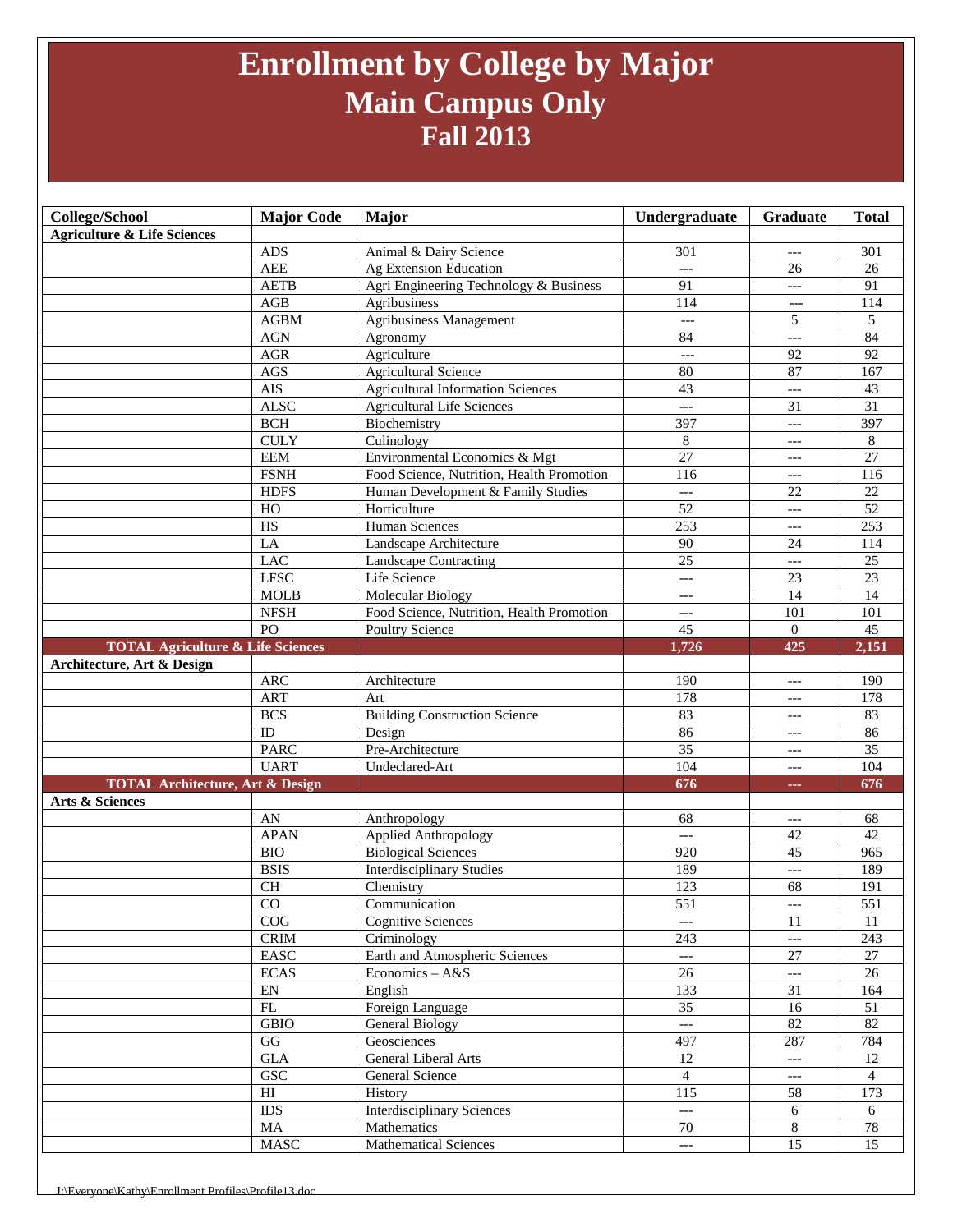# Enrollment by College by Major
## Main Campus Only
## Fall 2013

| College/School | Major Code | Major | Undergraduate | Graduate | Total |
|---|---|---|---|---|---|
| **Agriculture & Life Sciences** | | | | | |
| | ADS | Animal & Dairy Science | 301 | --- | 301 |
| | AEE | Ag Extension Education | --- | 26 | 26 |
| | AETB | Agri Engineering Technology & Business | 91 | --- | 91 |
| | AGB | Agribusiness | 114 | --- | 114 |
| | AGBM | Agribusiness Management | --- | 5 | 5 |
| | AGN | Agronomy | 84 | --- | 84 |
| | AGR | Agriculture | --- | 92 | 92 |
| | AGS | Agricultural Science | 80 | 87 | 167 |
| | AIS | Agricultural Information Sciences | 43 | --- | 43 |
| | ALSC | Agricultural Life Sciences | --- | 31 | 31 |
| | BCH | Biochemistry | 397 | --- | 397 |
| | CULY | Culinology | 8 | --- | 8 |
| | EEM | Environmental Economics & Mgt | 27 | --- | 27 |
| | FSNH | Food Science, Nutrition, Health Promotion | 116 | --- | 116 |
| | HDFS | Human Development & Family Studies | --- | 22 | 22 |
| | HO | Horticulture | 52 | --- | 52 |
| | HS | Human Sciences | 253 | --- | 253 |
| | LA | Landscape Architecture | 90 | 24 | 114 |
| | LAC | Landscape Contracting | 25 | --- | 25 |
| | LFSC | Life Science | --- | 23 | 23 |
| | MOLB | Molecular Biology | --- | 14 | 14 |
| | NFSH | Food Science, Nutrition, Health Promotion | --- | 101 | 101 |
| | PO | Poultry Science | 45 | 0 | 45 |
| **TOTAL Agriculture & Life Sciences** | | | **1,726** | **425** | **2,151** |
| **Architecture, Art & Design** | | | | | |
| | ARC | Architecture | 190 | --- | 190 |
| | ART | Art | 178 | --- | 178 |
| | BCS | Building Construction Science | 83 | --- | 83 |
| | ID | Design | 86 | --- | 86 |
| | PARC | Pre-Architecture | 35 | --- | 35 |
| | UART | Undeclared-Art | 104 | --- | 104 |
| **TOTAL Architecture, Art & Design** | | | **676** | **---** | **676** |
| **Arts & Sciences** | | | | | |
| | AN | Anthropology | 68 | --- | 68 |
| | APAN | Applied Anthropology | --- | 42 | 42 |
| | BIO | Biological Sciences | 920 | 45 | 965 |
| | BSIS | Interdisciplinary Studies | 189 | --- | 189 |
| | CH | Chemistry | 123 | 68 | 191 |
| | CO | Communication | 551 | --- | 551 |
| | COG | Cognitive Sciences | --- | 11 | 11 |
| | CRIM | Criminology | 243 | --- | 243 |
| | EASC | Earth and Atmospheric Sciences | --- | 27 | 27 |
| | ECAS | Economics – A&S | 26 | --- | 26 |
| | EN | English | 133 | 31 | 164 |
| | FL | Foreign Language | 35 | 16 | 51 |
| | GBIO | General Biology | --- | 82 | 82 |
| | GG | Geosciences | 497 | 287 | 784 |
| | GLA | General Liberal Arts | 12 | --- | 12 |
| | GSC | General Science | 4 | --- | 4 |
| | HI | History | 115 | 58 | 173 |
| | IDS | Interdisciplinary Sciences | --- | 6 | 6 |
| | MA | Mathematics | 70 | 8 | 78 |
| | MASC | Mathematical Sciences | --- | 15 | 15 |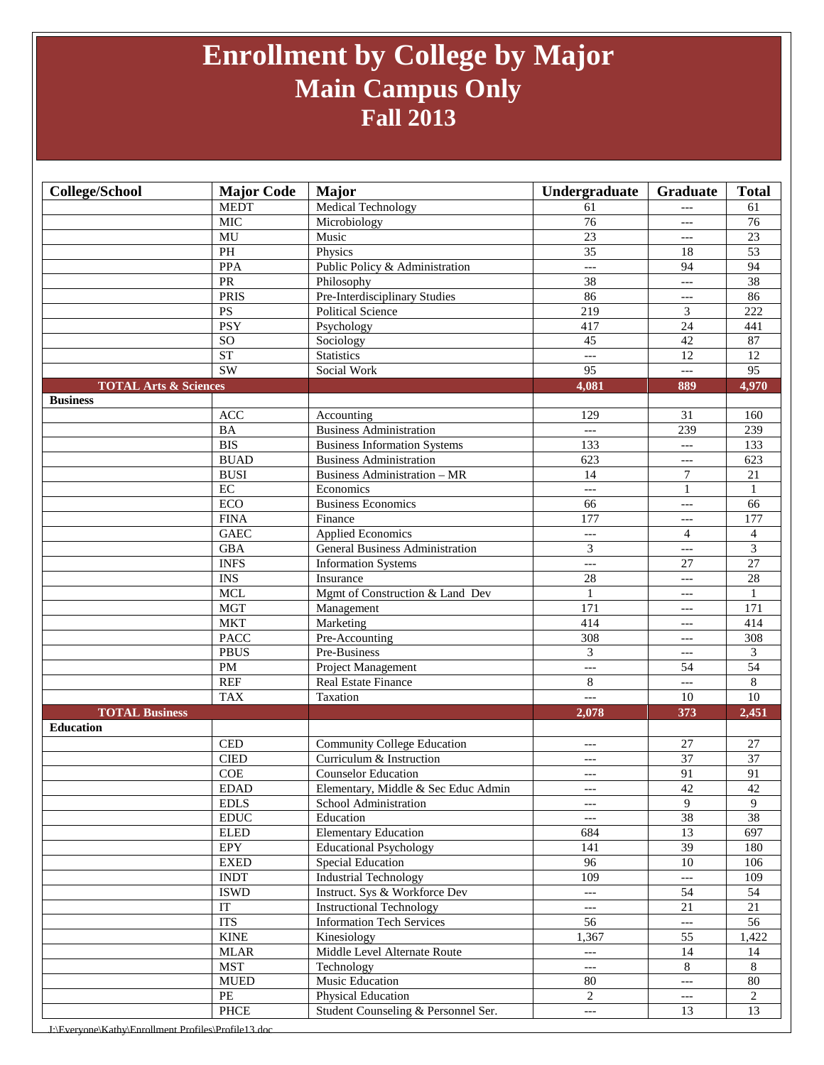# Enrollment by College by Major
## Main Campus Only
## Fall 2013

| College/School | Major Code | Major | Undergraduate | Graduate | Total |
|---|---|---|---|---|---|
| | MEDT | Medical Technology | 61 | --- | 61 |
| | MIC | Microbiology | 76 | --- | 76 |
| | MU | Music | 23 | --- | 23 |
| | PH | Physics | 35 | 18 | 53 |
| | PPA | Public Policy & Administration | --- | 94 | 94 |
| | PR | Philosophy | 38 | --- | 38 |
| | PRIS | Pre-Interdisciplinary Studies | 86 | --- | 86 |
| | PS | Political Science | 219 | 3 | 222 |
| | PSY | Psychology | 417 | 24 | 441 |
| | SO | Sociology | 45 | 42 | 87 |
| | ST | Statistics | --- | 12 | 12 |
| | SW | Social Work | 95 | --- | 95 |
| **TOTAL Arts & Sciences** | | | **4,081** | **889** | **4,970** |
| **Business** | | | | | |
| | ACC | Accounting | 129 | 31 | 160 |
| | BA | Business Administration | --- | 239 | 239 |
| | BIS | Business Information Systems | 133 | --- | 133 |
| | BUAD | Business Administration | 623 | --- | 623 |
| | BUSI | Business Administration – MR | 14 | 7 | 21 |
| | EC | Economics | --- | 1 | 1 |
| | ECO | Business Economics | 66 | --- | 66 |
| | FINA | Finance | 177 | --- | 177 |
| | GAEC | Applied Economics | --- | 4 | 4 |
| | GBA | General Business Administration | 3 | --- | 3 |
| | INFS | Information Systems | --- | 27 | 27 |
| | INS | Insurance | 28 | --- | 28 |
| | MCL | Mgmt of Construction & Land Dev | 1 | --- | 1 |
| | MGT | Management | 171 | --- | 171 |
| | MKT | Marketing | 414 | --- | 414 |
| | PACC | Pre-Accounting | 308 | --- | 308 |
| | PBUS | Pre-Business | 3 | --- | 3 |
| | PM | Project Management | --- | 54 | 54 |
| | REF | Real Estate Finance | 8 | --- | 8 |
| | TAX | Taxation | --- | 10 | 10 |
| **TOTAL Business** | | | **2,078** | **373** | **2,451** |
| **Education** | | | | | |
| | CED | Community College Education | --- | 27 | 27 |
| | CIED | Curriculum & Instruction | --- | 37 | 37 |
| | COE | Counselor Education | --- | 91 | 91 |
| | EDAD | Elementary, Middle & Sec Educ Admin | --- | 42 | 42 |
| | EDLS | School Administration | --- | 9 | 9 |
| | EDUC | Education | --- | 38 | 38 |
| | ELED | Elementary Education | 684 | 13 | 697 |
| | EPY | Educational Psychology | 141 | 39 | 180 |
| | EXED | Special Education | 96 | 10 | 106 |
| | INDT | Industrial Technology | 109 | --- | 109 |
| | ISWD | Instruct. Sys & Workforce Dev | --- | 54 | 54 |
| | IT | Instructional Technology | --- | 21 | 21 |
| | ITS | Information Tech Services | 56 | --- | 56 |
| | KINE | Kinesiology | 1,367 | 55 | 1,422 |
| | MLAR | Middle Level Alternate Route | --- | 14 | 14 |
| | MST | Technology | --- | 8 | 8 |
| | MUED | Music Education | 80 | --- | 80 |
| | PE | Physical Education | 2 | --- | 2 |
| | PHCE | Student Counseling & Personnel Ser. | --- | 13 | 13 |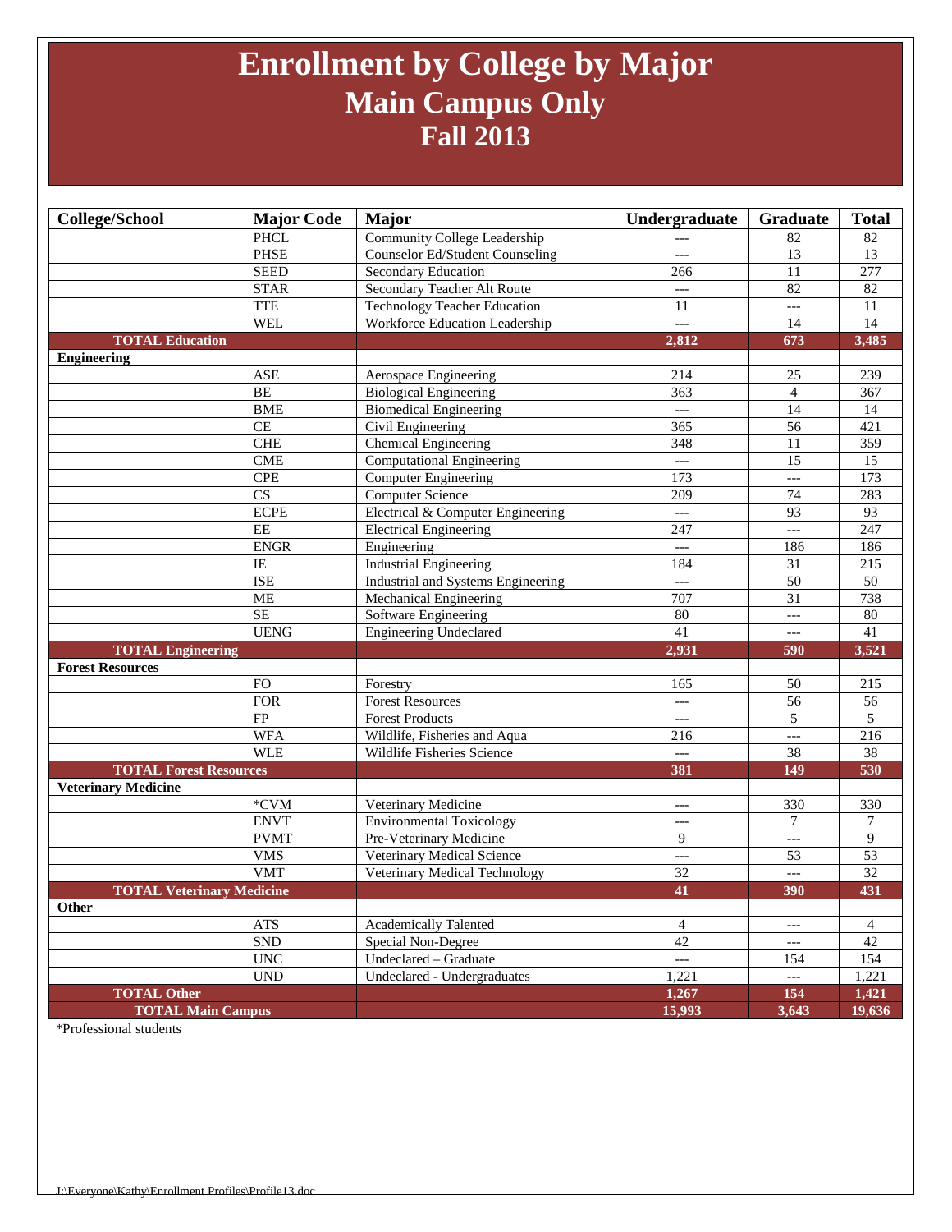# Enrollment by College by Major
## Main Campus Only
## Fall 2013

| College/School | Major Code | Major | Undergraduate | Graduate | Total |
|---|---|---|---|---|---|
| | PHCL | Community College Leadership | --- | 82 | 82 |
| | PHSE | Counselor Ed/Student Counseling | --- | 13 | 13 |
| | SEED | Secondary Education | 266 | 11 | 277 |
| | STAR | Secondary Teacher Alt Route | --- | 82 | 82 |
| | TTE | Technology Teacher Education | 11 | --- | 11 |
| | WEL | Workforce Education Leadership | --- | 14 | 14 |
| **TOTAL Education** | | | **2,812** | **673** | **3,485** |
| **Engineering** | | | | | |
| | ASE | Aerospace Engineering | 214 | 25 | 239 |
| | BE | Biological Engineering | 363 | 4 | 367 |
| | BME | Biomedical Engineering | --- | 14 | 14 |
| | CE | Civil Engineering | 365 | 56 | 421 |
| | CHE | Chemical Engineering | 348 | 11 | 359 |
| | CME | Computational Engineering | --- | 15 | 15 |
| | CPE | Computer Engineering | 173 | --- | 173 |
| | CS | Computer Science | 209 | 74 | 283 |
| | ECPE | Electrical & Computer Engineering | --- | 93 | 93 |
| | EE | Electrical Engineering | 247 | --- | 247 |
| | ENGR | Engineering | --- | 186 | 186 |
| | IE | Industrial Engineering | 184 | 31 | 215 |
| | ISE | Industrial and Systems Engineering | --- | 50 | 50 |
| | ME | Mechanical Engineering | 707 | 31 | 738 |
| | SE | Software Engineering | 80 | --- | 80 |
| | UENG | Engineering Undeclared | 41 | --- | 41 |
| **TOTAL Engineering** | | | **2,931** | **590** | **3,521** |
| **Forest Resources** | | | | | |
| | FO | Forestry | 165 | 50 | 215 |
| | FOR | Forest Resources | --- | 56 | 56 |
| | FP | Forest Products | --- | 5 | 5 |
| | WFA | Wildlife, Fisheries and Aqua | 216 | --- | 216 |
| | WLE | Wildlife Fisheries Science | --- | 38 | 38 |
| **TOTAL Forest Resources** | | | **381** | **149** | **530** |
| **Veterinary Medicine** | | | | | |
| | *CVM | Veterinary Medicine | --- | 330 | 330 |
| | ENVT | Environmental Toxicology | --- | 7 | 7 |
| | PVMT | Pre-Veterinary Medicine | 9 | --- | 9 |
| | VMS | Veterinary Medical Science | --- | 53 | 53 |
| | VMT | Veterinary Medical Technology | 32 | --- | 32 |
| **TOTAL Veterinary Medicine** | | | **41** | **390** | **431** |
| **Other** | | | | | |
| | ATS | Academically Talented | 4 | --- | 4 |
| | SND | Special Non-Degree | 42 | --- | 42 |
| | UNC | Undeclared – Graduate | --- | 154 | 154 |
| | UND | Undeclared - Undergraduates | 1,221 | --- | 1,221 |
| **TOTAL Other** | | | **1,267** | **154** | **1,421** |
| **TOTAL Main Campus** | | | **15,993** | **3,643** | **19,636** |

*Professional students

J:\Everyone\Kathy\Enrollment Profiles\Profile13.doc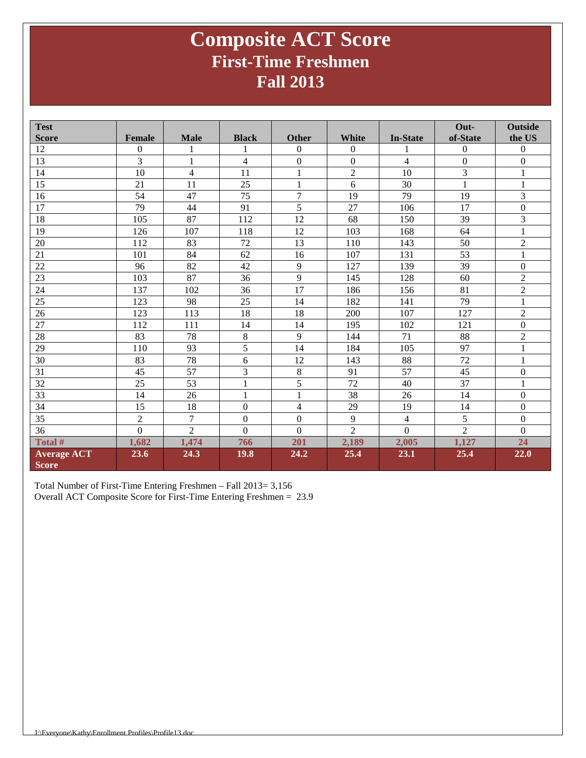# Composite ACT Score
## First-Time Freshmen
## Fall 2013

| Test Score | Female | Male | Black | Other | White | In-State | Out-of-State | Outside the US |
|---|---|---|---|---|---|---|---|---|
| 12 | 0 | 1 | 1 | 0 | 0 | 1 | 0 | 0 |
| 13 | 3 | 1 | 4 | 0 | 0 | 4 | 0 | 0 |
| 14 | 10 | 4 | 11 | 1 | 2 | 10 | 3 | 1 |
| 15 | 21 | 11 | 25 | 1 | 6 | 30 | 1 | 1 |
| 16 | 54 | 47 | 75 | 7 | 19 | 79 | 19 | 3 |
| 17 | 79 | 44 | 91 | 5 | 27 | 106 | 17 | 0 |
| 18 | 105 | 87 | 112 | 12 | 68 | 150 | 39 | 3 |
| 19 | 126 | 107 | 118 | 12 | 103 | 168 | 64 | 1 |
| 20 | 112 | 83 | 72 | 13 | 110 | 143 | 50 | 2 |
| 21 | 101 | 84 | 62 | 16 | 107 | 131 | 53 | 1 |
| 22 | 96 | 82 | 42 | 9 | 127 | 139 | 39 | 0 |
| 23 | 103 | 87 | 36 | 9 | 145 | 128 | 60 | 2 |
| 24 | 137 | 102 | 36 | 17 | 186 | 156 | 81 | 2 |
| 25 | 123 | 98 | 25 | 14 | 182 | 141 | 79 | 1 |
| 26 | 123 | 113 | 18 | 18 | 200 | 107 | 127 | 2 |
| 27 | 112 | 111 | 14 | 14 | 195 | 102 | 121 | 0 |
| 28 | 83 | 78 | 8 | 9 | 144 | 71 | 88 | 2 |
| 29 | 110 | 93 | 5 | 14 | 184 | 105 | 97 | 1 |
| 30 | 83 | 78 | 6 | 12 | 143 | 88 | 72 | 1 |
| 31 | 45 | 57 | 3 | 8 | 91 | 57 | 45 | 0 |
| 32 | 25 | 53 | 1 | 5 | 72 | 40 | 37 | 1 |
| 33 | 14 | 26 | 1 | 1 | 38 | 26 | 14 | 0 |
| 34 | 15 | 18 | 0 | 4 | 29 | 19 | 14 | 0 |
| 35 | 2 | 7 | 0 | 0 | 9 | 4 | 5 | 0 |
| 36 | 0 | 2 | 0 | 0 | 2 | 0 | 2 | 0 |
| **Total #** | **1,682** | **1,474** | **766** | **201** | **2,189** | **2,005** | **1,127** | **24** |
| **Average ACT Score** | **23.6** | **24.3** | **19.8** | **24.2** | **25.4** | **23.1** | **25.4** | **22.0** |

Total Number of First-Time Entering Freshmen – Fall 2013= 3,156
Overall ACT Composite Score for First-Time Entering Freshmen = 23.9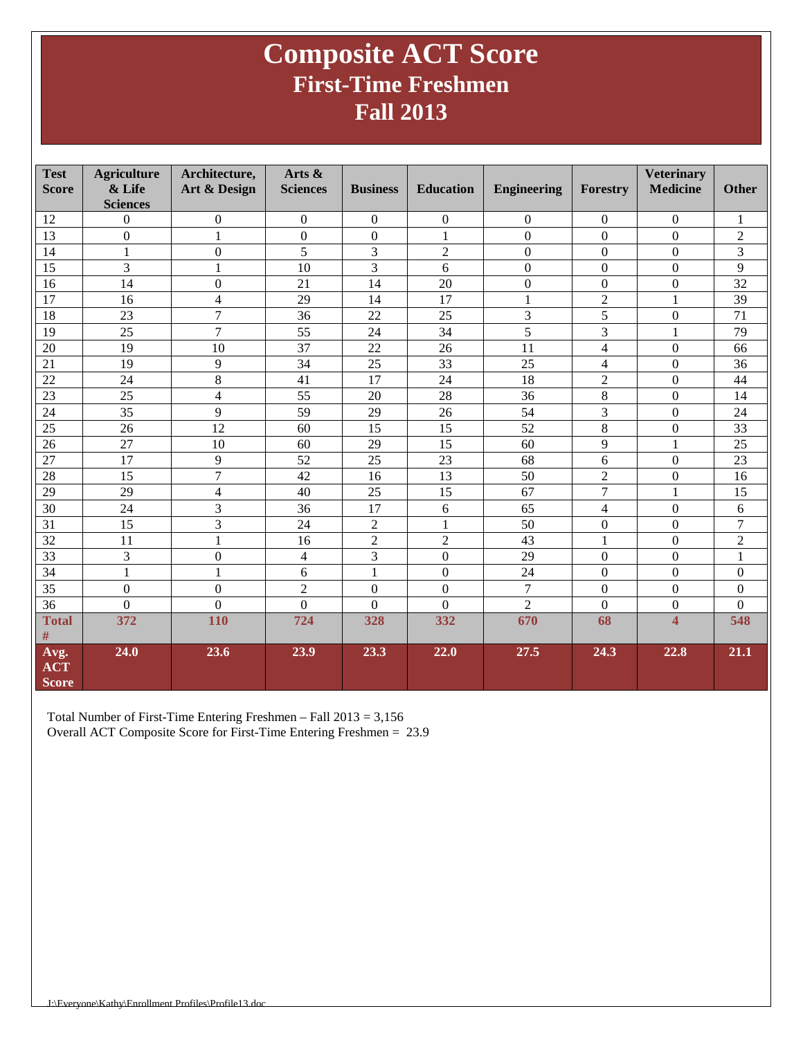# Composite ACT Score
## First-Time Freshmen
## Fall 2013

| Test Score | Agriculture & Life Sciences | Architecture, Art & Design | Arts & Sciences | Business | Education | Engineering | Forestry | Veterinary Medicine | Other |
|---|---|---|---|---|---|---|---|---|---|
| 12 | 0 | 0 | 0 | 0 | 0 | 0 | 0 | 0 | 1 |
| 13 | 0 | 1 | 0 | 0 | 1 | 0 | 0 | 0 | 2 |
| 14 | 1 | 0 | 5 | 3 | 2 | 0 | 0 | 0 | 3 |
| 15 | 3 | 1 | 10 | 3 | 6 | 0 | 0 | 0 | 9 |
| 16 | 14 | 0 | 21 | 14 | 20 | 0 | 0 | 0 | 32 |
| 17 | 16 | 4 | 29 | 14 | 17 | 1 | 2 | 1 | 39 |
| 18 | 23 | 7 | 36 | 22 | 25 | 3 | 5 | 0 | 71 |
| 19 | 25 | 7 | 55 | 24 | 34 | 5 | 3 | 1 | 79 |
| 20 | 19 | 10 | 37 | 22 | 26 | 11 | 4 | 0 | 66 |
| 21 | 19 | 9 | 34 | 25 | 33 | 25 | 4 | 0 | 36 |
| 22 | 24 | 8 | 41 | 17 | 24 | 18 | 2 | 0 | 44 |
| 23 | 25 | 4 | 55 | 20 | 28 | 36 | 8 | 0 | 14 |
| 24 | 35 | 9 | 59 | 29 | 26 | 54 | 3 | 0 | 24 |
| 25 | 26 | 12 | 60 | 15 | 15 | 52 | 8 | 0 | 33 |
| 26 | 27 | 10 | 60 | 29 | 15 | 60 | 9 | 1 | 25 |
| 27 | 17 | 9 | 52 | 25 | 23 | 68 | 6 | 0 | 23 |
| 28 | 15 | 7 | 42 | 16 | 13 | 50 | 2 | 0 | 16 |
| 29 | 29 | 4 | 40 | 25 | 15 | 67 | 7 | 1 | 15 |
| 30 | 24 | 3 | 36 | 17 | 6 | 65 | 4 | 0 | 6 |
| 31 | 15 | 3 | 24 | 2 | 1 | 50 | 0 | 0 | 7 |
| 32 | 11 | 1 | 16 | 2 | 2 | 43 | 1 | 0 | 2 |
| 33 | 3 | 0 | 4 | 3 | 0 | 29 | 0 | 0 | 1 |
| 34 | 1 | 1 | 6 | 1 | 0 | 24 | 0 | 0 | 0 |
| 35 | 0 | 0 | 2 | 0 | 0 | 7 | 0 | 0 | 0 |
| 36 | 0 | 0 | 0 | 0 | 0 | 2 | 0 | 0 | 0 |
| **Total #** | **372** | **110** | **724** | **328** | **332** | **670** | **68** | **4** | **548** |
| **Avg. ACT Score** | **24.0** | **23.6** | **23.9** | **23.3** | **22.0** | **27.5** | **24.3** | **22.8** | **21.1** |

Total Number of First-Time Entering Freshmen – Fall 2013 = 3,156
Overall ACT Composite Score for First-Time Entering Freshmen = 23.9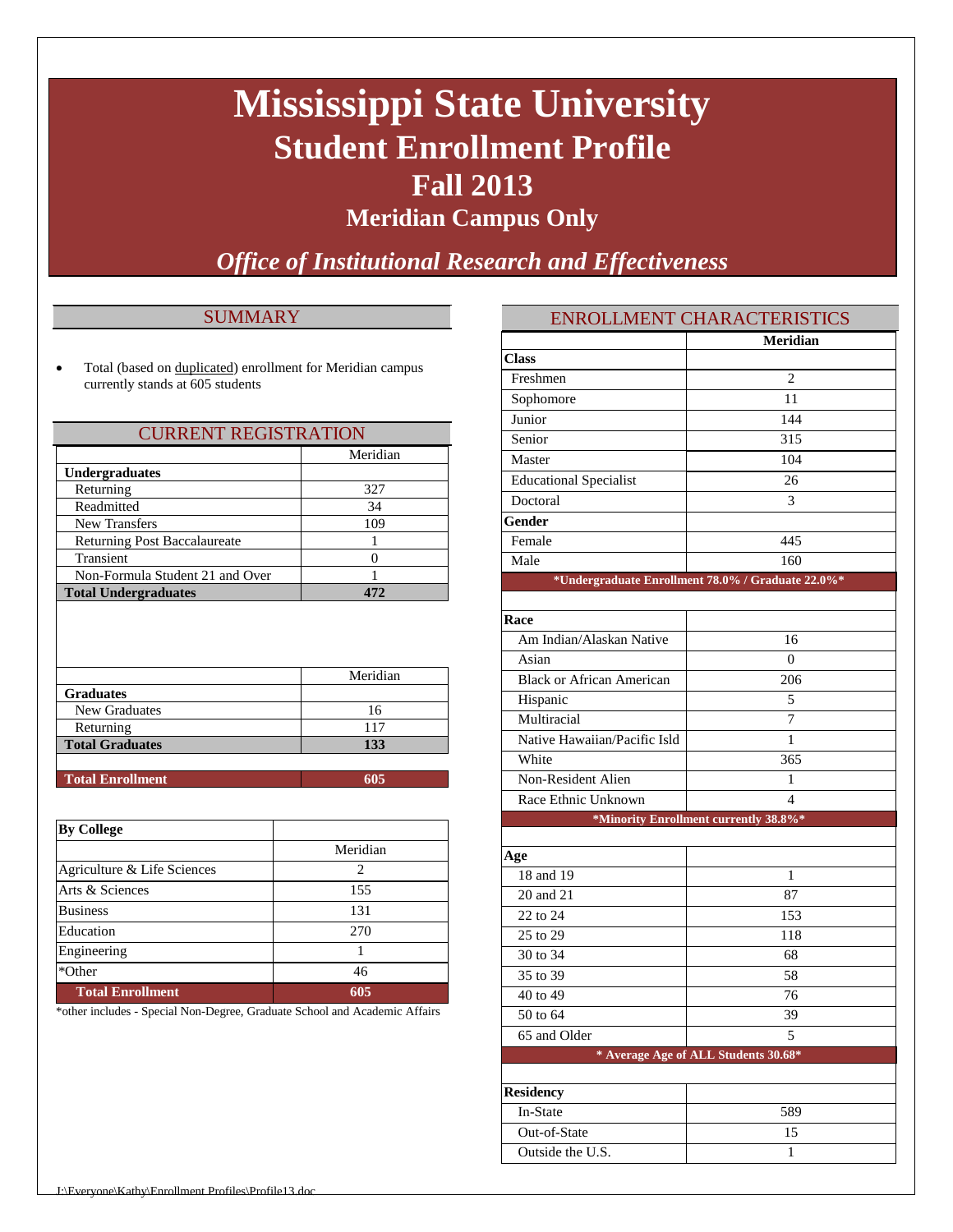# Mississippi State University
## Student Enrollment Profile
## Fall 2013
### Meridian Campus Only

*Office of Institutional Research and Effectiveness*

## SUMMARY

- Total (based on duplicated) enrollment for Meridian campus currently stands at 605 students

## CURRENT REGISTRATION

| | Meridian |
|---|---|
| **Undergraduates** | |
| Returning | 327 |
| Readmitted | 34 |
| New Transfers | 109 |
| Returning Post Baccalaureate | 1 |
| Transient | 0 |
| Non-Formula Student 21 and Over | 1 |
| **Total Undergraduates** | **472** |

| | Meridian |
|---|---|
| **Graduates** | |
| New Graduates | 16 |
| Returning | 117 |
| **Total Graduates** | **133** |
| **Total Enrollment** | **605** |

| **By College** | |
|---|---|
| | Meridian |
| Agriculture & Life Sciences | 2 |
| Arts & Sciences | 155 |
| Business | 131 |
| Education | 270 |
| Engineering | 1 |
| *Other | 46 |
| **Total Enrollment** | **605** |

*other includes - Special Non-Degree, Graduate School and Academic Affairs

## ENROLLMENT CHARACTERISTICS

| | Meridian |
|---|---|
| **Class** | |
| Freshmen | 2 |
| Sophomore | 11 |
| Junior | 144 |
| Senior | 315 |
| Master | 104 |
| Educational Specialist | 26 |
| Doctoral | 3 |
| **Gender** | |
| Female | 445 |
| Male | 160 |

***Undergraduate Enrollment 78.0% / Graduate 22.0%***

| | |
|---|---|
| **Race** | |
| Am Indian/Alaskan Native | 16 |
| Asian | 0 |
| Black or African American | 206 |
| Hispanic | 5 |
| Multiracial | 7 |
| Native Hawaiian/Pacific Isld | 1 |
| White | 365 |
| Non-Resident Alien | 1 |
| Race Ethnic Unknown | 4 |

***Minority Enrollment currently 38.8%***

| | |
|---|---|
| **Age** | |
| 18 and 19 | 1 |
| 20 and 21 | 87 |
| 22 to 24 | 153 |
| 25 to 29 | 118 |
| 30 to 34 | 68 |
| 35 to 39 | 58 |
| 40 to 49 | 76 |
| 50 to 64 | 39 |
| 65 and Older | 5 |

*** Average Age of ALL Students 30.68***

| | |
|---|---|
| **Residency** | |
| In-State | 589 |
| Out-of-State | 15 |
| Outside the U.S. | 1 |

J:\Everyone\Kathy\Enrollment Profiles\Profile13.doc